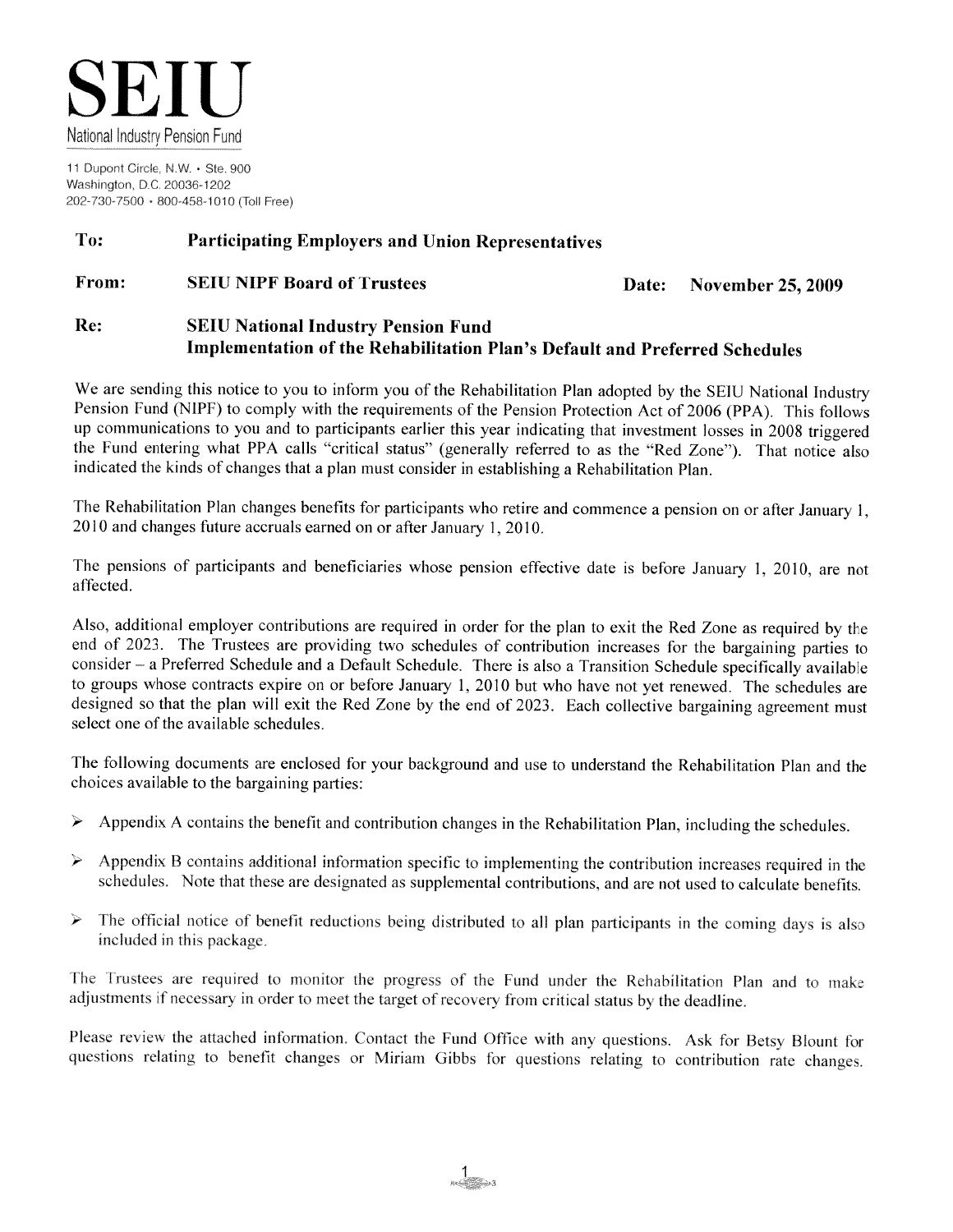# SEIU

National Industry Pension Fund

11 Dupont Circle, N.W. • Ste. 900
Washington, D.C. 20036-1202
202-730-7500 • 800-458-1010 (Toll Free)

**To:** **Participating Employers and Union Representatives**

**From:** **SEIU NIPF Board of Trustees** **Date:** **November 25, 2009**

**Re:** **SEIU National Industry Pension Fund**
**Implementation of the Rehabilitation Plan's Default and Preferred Schedules**

We are sending this notice to you to inform you of the Rehabilitation Plan adopted by the SEIU National Industry Pension Fund (NIPF) to comply with the requirements of the Pension Protection Act of 2006 (PPA). This follows up communications to you and to participants earlier this year indicating that investment losses in 2008 triggered the Fund entering what PPA calls "critical status" (generally referred to as the "Red Zone"). That notice also indicated the kinds of changes that a plan must consider in establishing a Rehabilitation Plan.

The Rehabilitation Plan changes benefits for participants who retire and commence a pension on or after January 1, 2010 and changes future accruals earned on or after January 1, 2010.

The pensions of participants and beneficiaries whose pension effective date is before January 1, 2010, are not affected.

Also, additional employer contributions are required in order for the plan to exit the Red Zone as required by the end of 2023. The Trustees are providing two schedules of contribution increases for the bargaining parties to consider – a Preferred Schedule and a Default Schedule. There is also a Transition Schedule specifically available to groups whose contracts expire on or before January 1, 2010 but who have not yet renewed. The schedules are designed so that the plan will exit the Red Zone by the end of 2023. Each collective bargaining agreement must select one of the available schedules.

The following documents are enclosed for your background and use to understand the Rehabilitation Plan and the choices available to the bargaining parties:

- Appendix A contains the benefit and contribution changes in the Rehabilitation Plan, including the schedules.
- Appendix B contains additional information specific to implementing the contribution increases required in the schedules. Note that these are designated as supplemental contributions, and are not used to calculate benefits.
- The official notice of benefit reductions being distributed to all plan participants in the coming days is also included in this package.

The Trustees are required to monitor the progress of the Fund under the Rehabilitation Plan and to make adjustments if necessary in order to meet the target of recovery from critical status by the deadline.

Please review the attached information. Contact the Fund Office with any questions. Ask for Betsy Blount for questions relating to benefit changes or Miriam Gibbs for questions relating to contribution rate changes.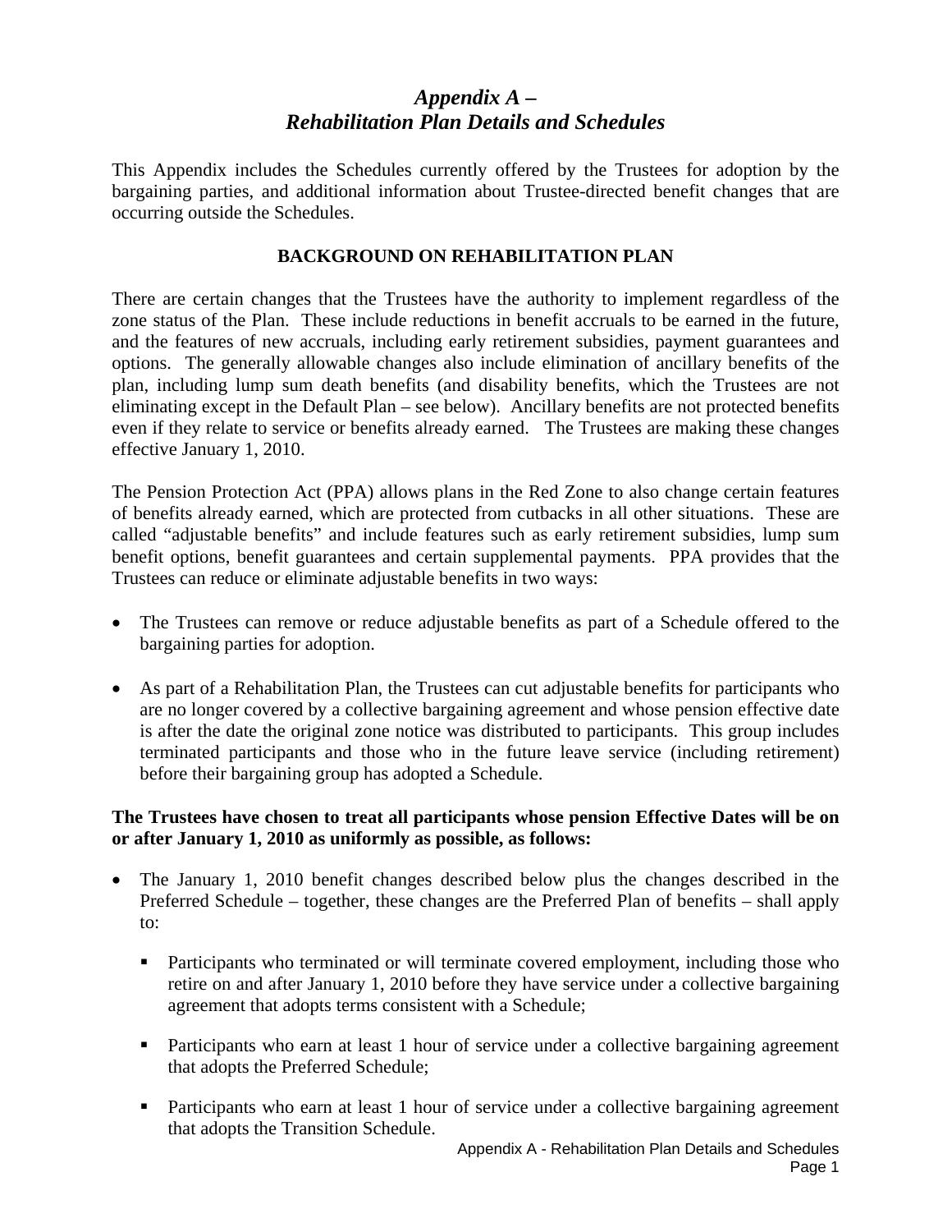# *Appendix A – Rehabilitation Plan Details and Schedules*

This Appendix includes the Schedules currently offered by the Trustees for adoption by the bargaining parties, and additional information about Trustee-directed benefit changes that are occurring outside the Schedules.

## BACKGROUND ON REHABILITATION PLAN

There are certain changes that the Trustees have the authority to implement regardless of the zone status of the Plan. These include reductions in benefit accruals to be earned in the future, and the features of new accruals, including early retirement subsidies, payment guarantees and options. The generally allowable changes also include elimination of ancillary benefits of the plan, including lump sum death benefits (and disability benefits, which the Trustees are not eliminating except in the Default Plan – see below). Ancillary benefits are not protected benefits even if they relate to service or benefits already earned. The Trustees are making these changes effective January 1, 2010.

The Pension Protection Act (PPA) allows plans in the Red Zone to also change certain features of benefits already earned, which are protected from cutbacks in all other situations. These are called "adjustable benefits" and include features such as early retirement subsidies, lump sum benefit options, benefit guarantees and certain supplemental payments. PPA provides that the Trustees can reduce or eliminate adjustable benefits in two ways:

- The Trustees can remove or reduce adjustable benefits as part of a Schedule offered to the bargaining parties for adoption.
- As part of a Rehabilitation Plan, the Trustees can cut adjustable benefits for participants who are no longer covered by a collective bargaining agreement and whose pension effective date is after the date the original zone notice was distributed to participants. This group includes terminated participants and those who in the future leave service (including retirement) before their bargaining group has adopted a Schedule.

**The Trustees have chosen to treat all participants whose pension Effective Dates will be on or after January 1, 2010 as uniformly as possible, as follows:**

- The January 1, 2010 benefit changes described below plus the changes described in the Preferred Schedule – together, these changes are the Preferred Plan of benefits – shall apply to:
  - Participants who terminated or will terminate covered employment, including those who retire on and after January 1, 2010 before they have service under a collective bargaining agreement that adopts terms consistent with a Schedule;
  - Participants who earn at least 1 hour of service under a collective bargaining agreement that adopts the Preferred Schedule;
  - Participants who earn at least 1 hour of service under a collective bargaining agreement that adopts the Transition Schedule.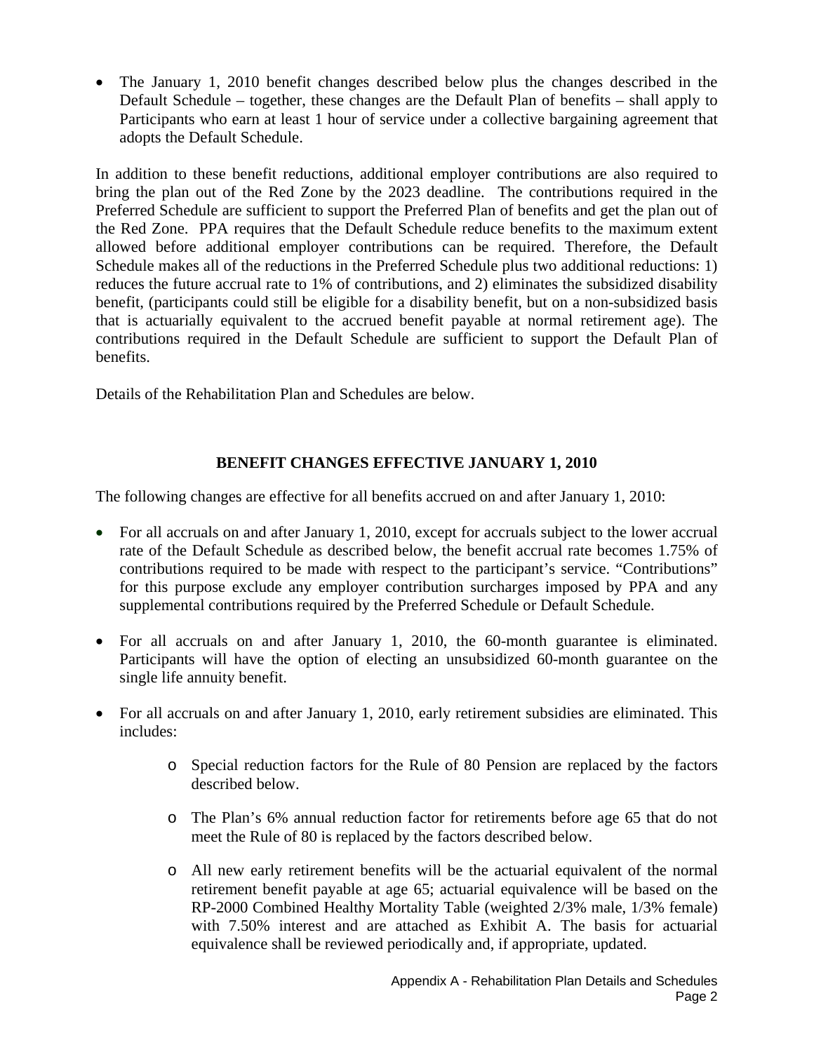- The January 1, 2010 benefit changes described below plus the changes described in the Default Schedule – together, these changes are the Default Plan of benefits – shall apply to Participants who earn at least 1 hour of service under a collective bargaining agreement that adopts the Default Schedule.

In addition to these benefit reductions, additional employer contributions are also required to bring the plan out of the Red Zone by the 2023 deadline. The contributions required in the Preferred Schedule are sufficient to support the Preferred Plan of benefits and get the plan out of the Red Zone. PPA requires that the Default Schedule reduce benefits to the maximum extent allowed before additional employer contributions can be required. Therefore, the Default Schedule makes all of the reductions in the Preferred Schedule plus two additional reductions: 1) reduces the future accrual rate to 1% of contributions, and 2) eliminates the subsidized disability benefit, (participants could still be eligible for a disability benefit, but on a non-subsidized basis that is actuarially equivalent to the accrued benefit payable at normal retirement age). The contributions required in the Default Schedule are sufficient to support the Default Plan of benefits.

Details of the Rehabilitation Plan and Schedules are below.

## BENEFIT CHANGES EFFECTIVE JANUARY 1, 2010

The following changes are effective for all benefits accrued on and after January 1, 2010:

- For all accruals on and after January 1, 2010, except for accruals subject to the lower accrual rate of the Default Schedule as described below, the benefit accrual rate becomes 1.75% of contributions required to be made with respect to the participant's service. "Contributions" for this purpose exclude any employer contribution surcharges imposed by PPA and any supplemental contributions required by the Preferred Schedule or Default Schedule.

- For all accruals on and after January 1, 2010, the 60-month guarantee is eliminated. Participants will have the option of electing an unsubsidized 60-month guarantee on the single life annuity benefit.

- For all accruals on and after January 1, 2010, early retirement subsidies are eliminated. This includes:
  - Special reduction factors for the Rule of 80 Pension are replaced by the factors described below.
  - The Plan's 6% annual reduction factor for retirements before age 65 that do not meet the Rule of 80 is replaced by the factors described below.
  - All new early retirement benefits will be the actuarial equivalent of the normal retirement benefit payable at age 65; actuarial equivalence will be based on the RP-2000 Combined Healthy Mortality Table (weighted 2/3% male, 1/3% female) with 7.50% interest and are attached as Exhibit A. The basis for actuarial equivalence shall be reviewed periodically and, if appropriate, updated.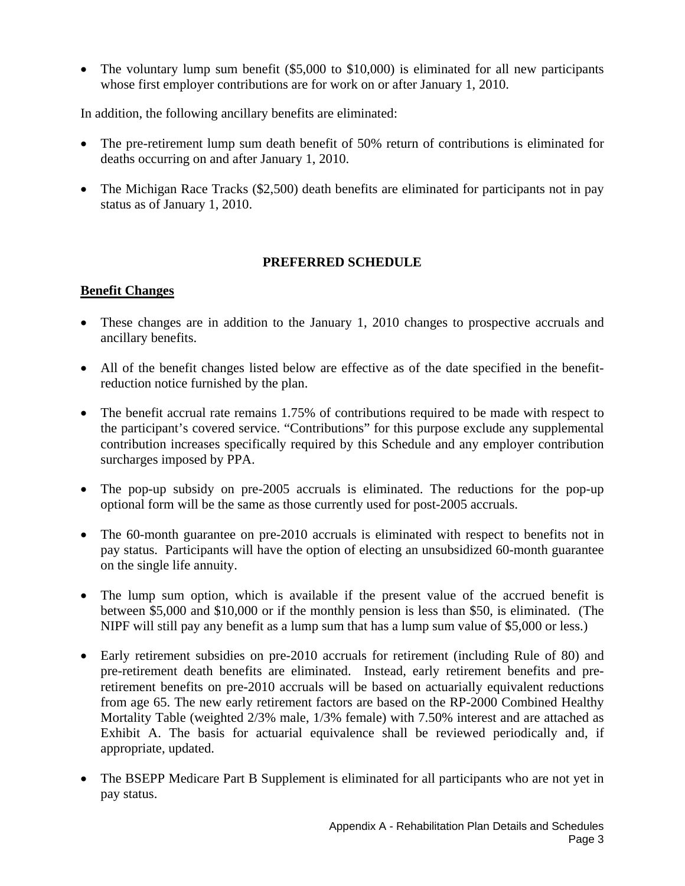- The voluntary lump sum benefit ($5,000 to $10,000) is eliminated for all new participants whose first employer contributions are for work on or after January 1, 2010.

In addition, the following ancillary benefits are eliminated:

- The pre-retirement lump sum death benefit of 50% return of contributions is eliminated for deaths occurring on and after January 1, 2010.
- The Michigan Race Tracks ($2,500) death benefits are eliminated for participants not in pay status as of January 1, 2010.

## PREFERRED SCHEDULE

**Benefit Changes**

- These changes are in addition to the January 1, 2010 changes to prospective accruals and ancillary benefits.
- All of the benefit changes listed below are effective as of the date specified in the benefit-reduction notice furnished by the plan.
- The benefit accrual rate remains 1.75% of contributions required to be made with respect to the participant's covered service. "Contributions" for this purpose exclude any supplemental contribution increases specifically required by this Schedule and any employer contribution surcharges imposed by PPA.
- The pop-up subsidy on pre-2005 accruals is eliminated. The reductions for the pop-up optional form will be the same as those currently used for post-2005 accruals.
- The 60-month guarantee on pre-2010 accruals is eliminated with respect to benefits not in pay status. Participants will have the option of electing an unsubsidized 60-month guarantee on the single life annuity.
- The lump sum option, which is available if the present value of the accrued benefit is between $5,000 and $10,000 or if the monthly pension is less than $50, is eliminated. (The NIPF will still pay any benefit as a lump sum that has a lump sum value of $5,000 or less.)
- Early retirement subsidies on pre-2010 accruals for retirement (including Rule of 80) and pre-retirement death benefits are eliminated. Instead, early retirement benefits and pre-retirement benefits on pre-2010 accruals will be based on actuarially equivalent reductions from age 65. The new early retirement factors are based on the RP-2000 Combined Healthy Mortality Table (weighted 2/3% male, 1/3% female) with 7.50% interest and are attached as Exhibit A. The basis for actuarial equivalence shall be reviewed periodically and, if appropriate, updated.
- The BSEPP Medicare Part B Supplement is eliminated for all participants who are not yet in pay status.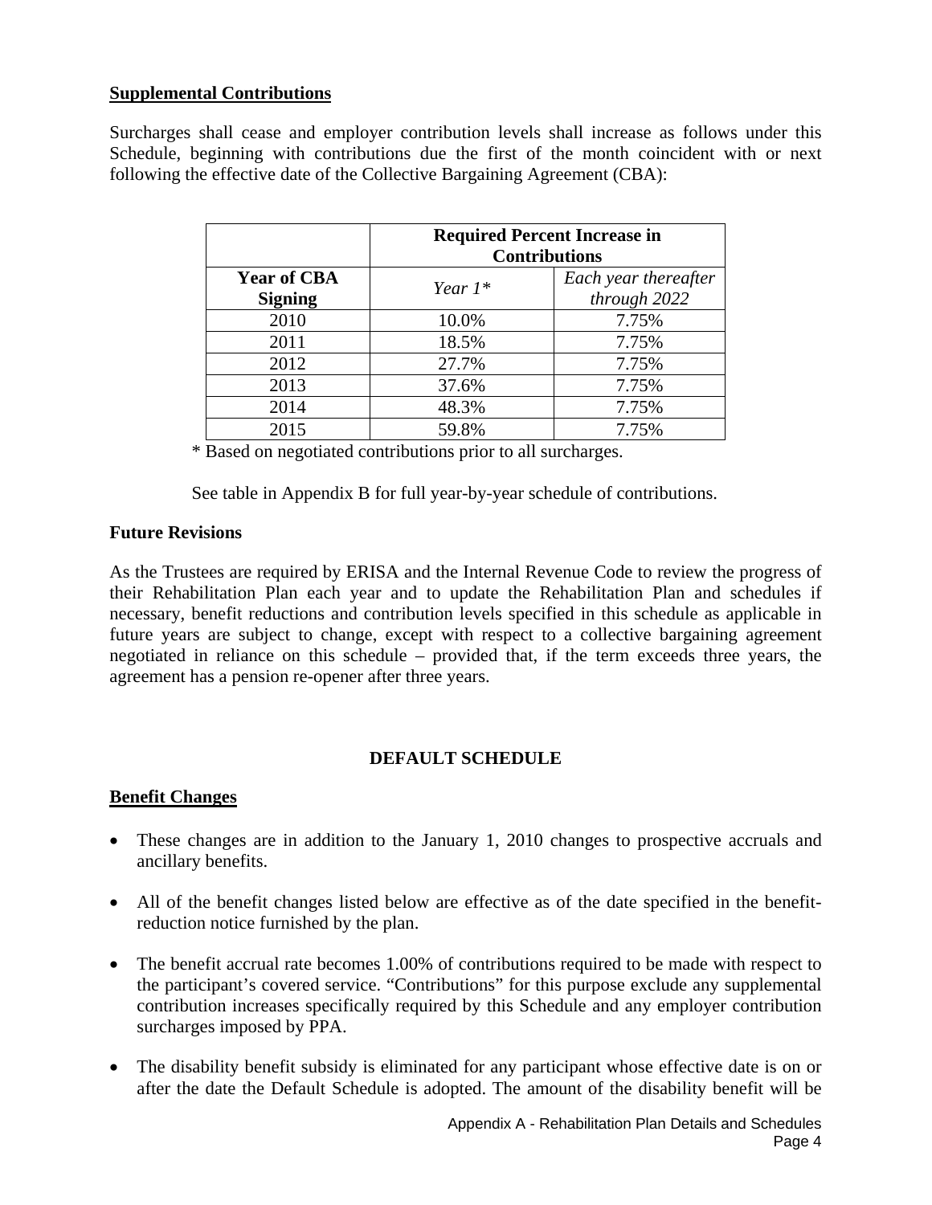## Supplemental Contributions

Surcharges shall cease and employer contribution levels shall increase as follows under this Schedule, beginning with contributions due the first of the month coincident with or next following the effective date of the Collective Bargaining Agreement (CBA):

| | Required Percent Increase in Contributions | |
|---|---|---|
| **Year of CBA Signing** | *Year 1\** | *Each year thereafter through 2022* |
| 2010 | 10.0% | 7.75% |
| 2011 | 18.5% | 7.75% |
| 2012 | 27.7% | 7.75% |
| 2013 | 37.6% | 7.75% |
| 2014 | 48.3% | 7.75% |
| 2015 | 59.8% | 7.75% |

\* Based on negotiated contributions prior to all surcharges.

See table in Appendix B for full year-by-year schedule of contributions.

**Future Revisions**

As the Trustees are required by ERISA and the Internal Revenue Code to review the progress of their Rehabilitation Plan each year and to update the Rehabilitation Plan and schedules if necessary, benefit reductions and contribution levels specified in this schedule as applicable in future years are subject to change, except with respect to a collective bargaining agreement negotiated in reliance on this schedule – provided that, if the term exceeds three years, the agreement has a pension re-opener after three years.

## DEFAULT SCHEDULE

## Benefit Changes

- These changes are in addition to the January 1, 2010 changes to prospective accruals and ancillary benefits.
- All of the benefit changes listed below are effective as of the date specified in the benefit-reduction notice furnished by the plan.
- The benefit accrual rate becomes 1.00% of contributions required to be made with respect to the participant's covered service. "Contributions" for this purpose exclude any supplemental contribution increases specifically required by this Schedule and any employer contribution surcharges imposed by PPA.
- The disability benefit subsidy is eliminated for any participant whose effective date is on or after the date the Default Schedule is adopted. The amount of the disability benefit will be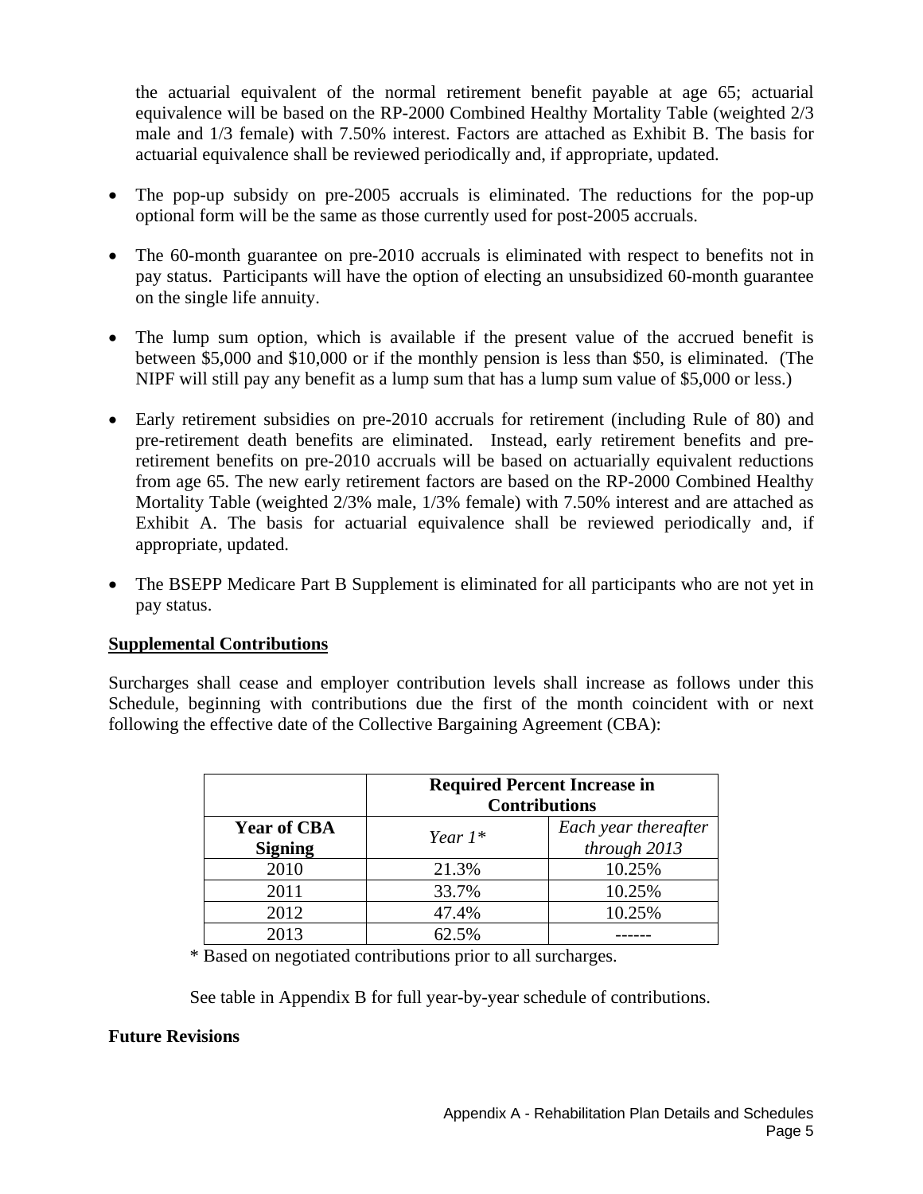the actuarial equivalent of the normal retirement benefit payable at age 65; actuarial equivalence will be based on the RP-2000 Combined Healthy Mortality Table (weighted 2/3 male and 1/3 female) with 7.50% interest. Factors are attached as Exhibit B. The basis for actuarial equivalence shall be reviewed periodically and, if appropriate, updated.

- The pop-up subsidy on pre-2005 accruals is eliminated. The reductions for the pop-up optional form will be the same as those currently used for post-2005 accruals.
- The 60-month guarantee on pre-2010 accruals is eliminated with respect to benefits not in pay status. Participants will have the option of electing an unsubsidized 60-month guarantee on the single life annuity.
- The lump sum option, which is available if the present value of the accrued benefit is between $5,000 and $10,000 or if the monthly pension is less than $50, is eliminated. (The NIPF will still pay any benefit as a lump sum that has a lump sum value of $5,000 or less.)
- Early retirement subsidies on pre-2010 accruals for retirement (including Rule of 80) and pre-retirement death benefits are eliminated. Instead, early retirement benefits and pre-retirement benefits on pre-2010 accruals will be based on actuarially equivalent reductions from age 65. The new early retirement factors are based on the RP-2000 Combined Healthy Mortality Table (weighted 2/3% male, 1/3% female) with 7.50% interest and are attached as Exhibit A. The basis for actuarial equivalence shall be reviewed periodically and, if appropriate, updated.
- The BSEPP Medicare Part B Supplement is eliminated for all participants who are not yet in pay status.

**Supplemental Contributions**

Surcharges shall cease and employer contribution levels shall increase as follows under this Schedule, beginning with contributions due the first of the month coincident with or next following the effective date of the Collective Bargaining Agreement (CBA):

| | **Required Percent Increase in Contributions** | |
|---|---|---|
| **Year of CBA Signing** | *Year 1\** | *Each year thereafter through 2013* |
| 2010 | 21.3% | 10.25% |
| 2011 | 33.7% | 10.25% |
| 2012 | 47.4% | 10.25% |
| 2013 | 62.5% | ------ |

\* Based on negotiated contributions prior to all surcharges.

See table in Appendix B for full year-by-year schedule of contributions.

**Future Revisions**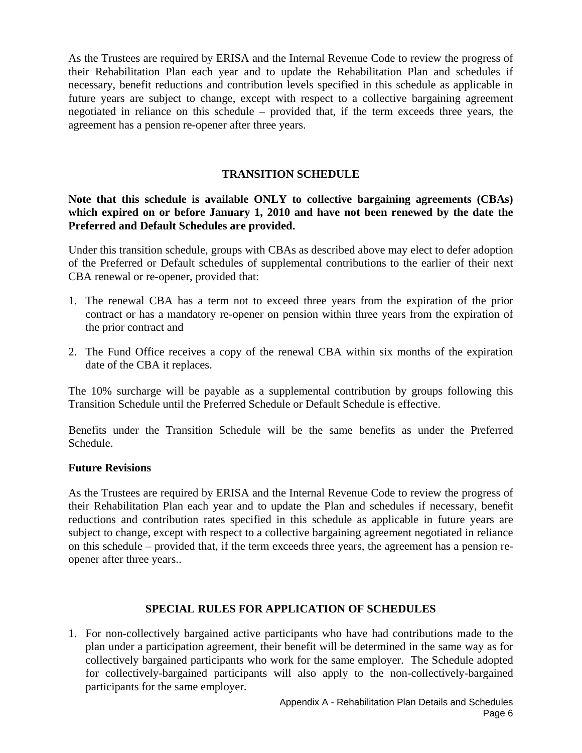As the Trustees are required by ERISA and the Internal Revenue Code to review the progress of their Rehabilitation Plan each year and to update the Rehabilitation Plan and schedules if necessary, benefit reductions and contribution levels specified in this schedule as applicable in future years are subject to change, except with respect to a collective bargaining agreement negotiated in reliance on this schedule – provided that, if the term exceeds three years, the agreement has a pension re-opener after three years.

## TRANSITION SCHEDULE

**Note that this schedule is available ONLY to collective bargaining agreements (CBAs) which expired on or before January 1, 2010 and have not been renewed by the date the Preferred and Default Schedules are provided.**

Under this transition schedule, groups with CBAs as described above may elect to defer adoption of the Preferred or Default schedules of supplemental contributions to the earlier of their next CBA renewal or re-opener, provided that:

1. The renewal CBA has a term not to exceed three years from the expiration of the prior contract or has a mandatory re-opener on pension within three years from the expiration of the prior contract and
2. The Fund Office receives a copy of the renewal CBA within six months of the expiration date of the CBA it replaces.

The 10% surcharge will be payable as a supplemental contribution by groups following this Transition Schedule until the Preferred Schedule or Default Schedule is effective.

Benefits under the Transition Schedule will be the same benefits as under the Preferred Schedule.

### Future Revisions

As the Trustees are required by ERISA and the Internal Revenue Code to review the progress of their Rehabilitation Plan each year and to update the Plan and schedules if necessary, benefit reductions and contribution rates specified in this schedule as applicable in future years are subject to change, except with respect to a collective bargaining agreement negotiated in reliance on this schedule – provided that, if the term exceeds three years, the agreement has a pension re-opener after three years..

## SPECIAL RULES FOR APPLICATION OF SCHEDULES

1. For non-collectively bargained active participants who have had contributions made to the plan under a participation agreement, their benefit will be determined in the same way as for collectively bargained participants who work for the same employer. The Schedule adopted for collectively-bargained participants will also apply to the non-collectively-bargained participants for the same employer.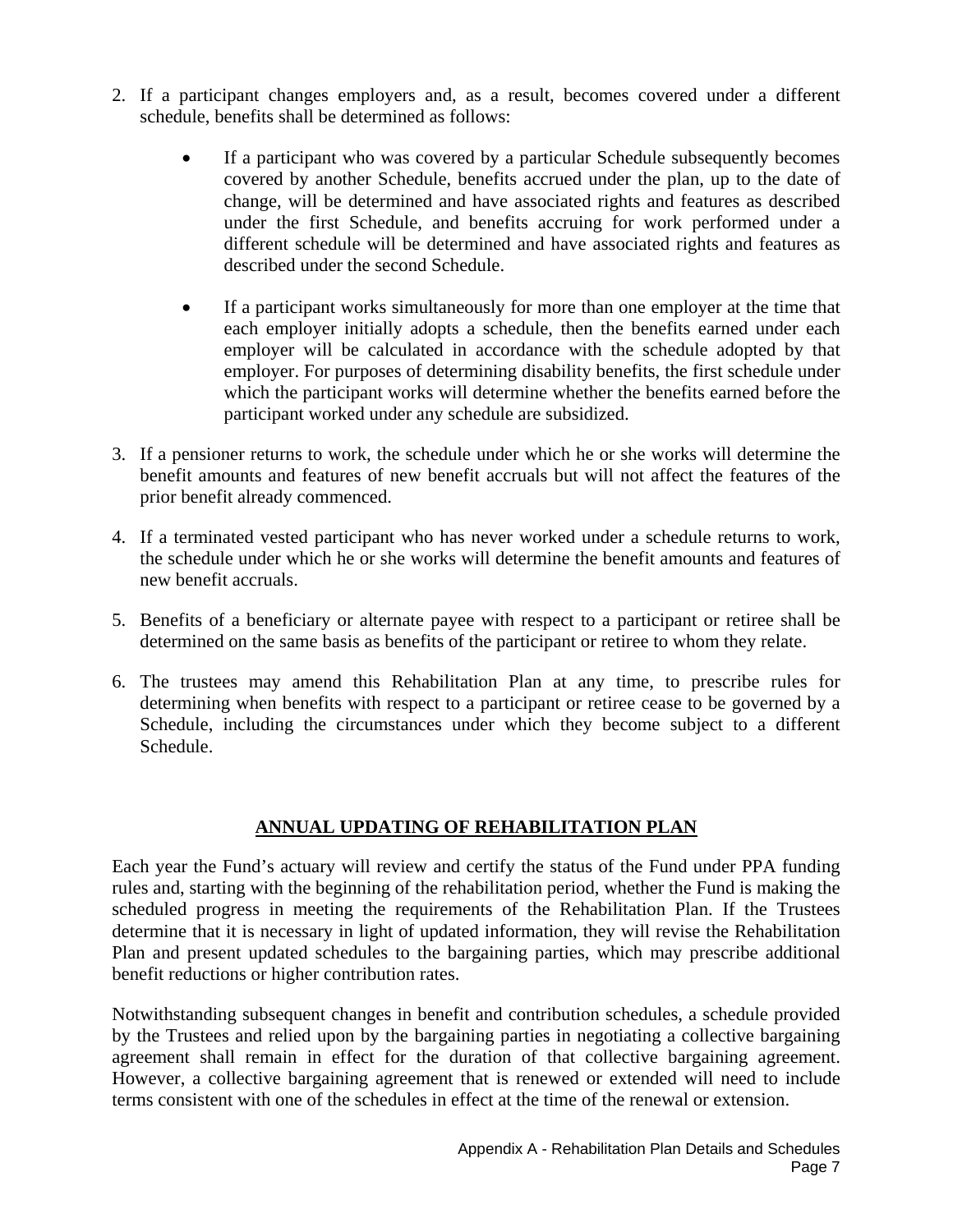2. If a participant changes employers and, as a result, becomes covered under a different schedule, benefits shall be determined as follows:

   - If a participant who was covered by a particular Schedule subsequently becomes covered by another Schedule, benefits accrued under the plan, up to the date of change, will be determined and have associated rights and features as described under the first Schedule, and benefits accruing for work performed under a different schedule will be determined and have associated rights and features as described under the second Schedule.

   - If a participant works simultaneously for more than one employer at the time that each employer initially adopts a schedule, then the benefits earned under each employer will be calculated in accordance with the schedule adopted by that employer. For purposes of determining disability benefits, the first schedule under which the participant works will determine whether the benefits earned before the participant worked under any schedule are subsidized.

3. If a pensioner returns to work, the schedule under which he or she works will determine the benefit amounts and features of new benefit accruals but will not affect the features of the prior benefit already commenced.

4. If a terminated vested participant who has never worked under a schedule returns to work, the schedule under which he or she works will determine the benefit amounts and features of new benefit accruals.

5. Benefits of a beneficiary or alternate payee with respect to a participant or retiree shall be determined on the same basis as benefits of the participant or retiree to whom they relate.

6. The trustees may amend this Rehabilitation Plan at any time, to prescribe rules for determining when benefits with respect to a participant or retiree cease to be governed by a Schedule, including the circumstances under which they become subject to a different Schedule.

## ANNUAL UPDATING OF REHABILITATION PLAN

Each year the Fund's actuary will review and certify the status of the Fund under PPA funding rules and, starting with the beginning of the rehabilitation period, whether the Fund is making the scheduled progress in meeting the requirements of the Rehabilitation Plan. If the Trustees determine that it is necessary in light of updated information, they will revise the Rehabilitation Plan and present updated schedules to the bargaining parties, which may prescribe additional benefit reductions or higher contribution rates.

Notwithstanding subsequent changes in benefit and contribution schedules, a schedule provided by the Trustees and relied upon by the bargaining parties in negotiating a collective bargaining agreement shall remain in effect for the duration of that collective bargaining agreement. However, a collective bargaining agreement that is renewed or extended will need to include terms consistent with one of the schedules in effect at the time of the renewal or extension.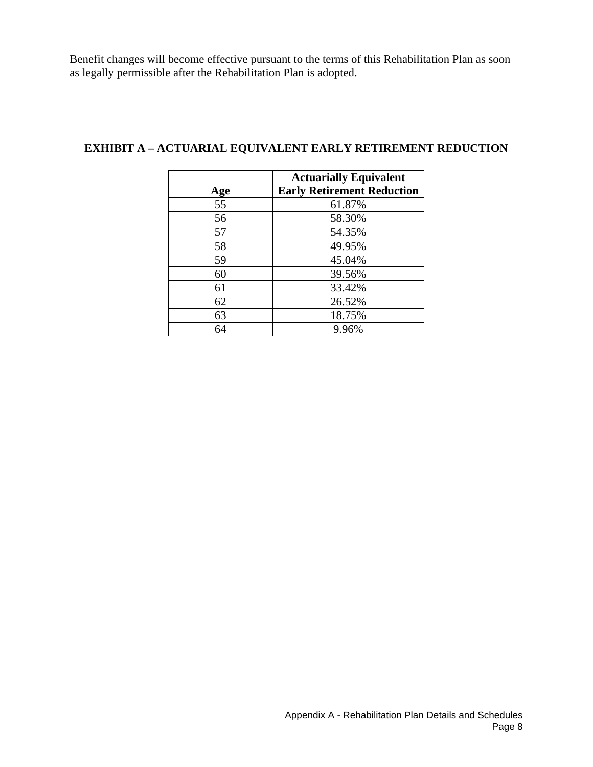Benefit changes will become effective pursuant to the terms of this Rehabilitation Plan as soon as legally permissible after the Rehabilitation Plan is adopted.

## EXHIBIT A – ACTUARIAL EQUIVALENT EARLY RETIREMENT REDUCTION

| Age | Actuarially Equivalent Early Retirement Reduction |
|---|---|
| 55 | 61.87% |
| 56 | 58.30% |
| 57 | 54.35% |
| 58 | 49.95% |
| 59 | 45.04% |
| 60 | 39.56% |
| 61 | 33.42% |
| 62 | 26.52% |
| 63 | 18.75% |
| 64 | 9.96% |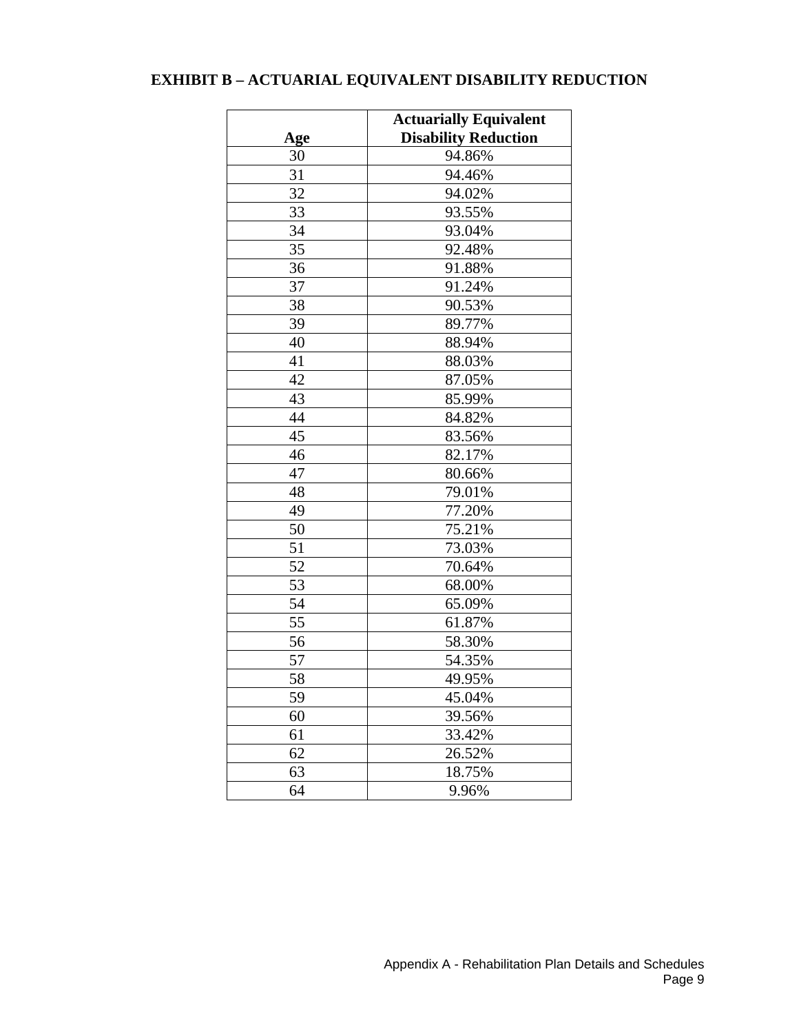# EXHIBIT B – ACTUARIAL EQUIVALENT DISABILITY REDUCTION

| Age | Actuarially Equivalent Disability Reduction |
|---|---|
| 30 | 94.86% |
| 31 | 94.46% |
| 32 | 94.02% |
| 33 | 93.55% |
| 34 | 93.04% |
| 35 | 92.48% |
| 36 | 91.88% |
| 37 | 91.24% |
| 38 | 90.53% |
| 39 | 89.77% |
| 40 | 88.94% |
| 41 | 88.03% |
| 42 | 87.05% |
| 43 | 85.99% |
| 44 | 84.82% |
| 45 | 83.56% |
| 46 | 82.17% |
| 47 | 80.66% |
| 48 | 79.01% |
| 49 | 77.20% |
| 50 | 75.21% |
| 51 | 73.03% |
| 52 | 70.64% |
| 53 | 68.00% |
| 54 | 65.09% |
| 55 | 61.87% |
| 56 | 58.30% |
| 57 | 54.35% |
| 58 | 49.95% |
| 59 | 45.04% |
| 60 | 39.56% |
| 61 | 33.42% |
| 62 | 26.52% |
| 63 | 18.75% |
| 64 | 9.96% |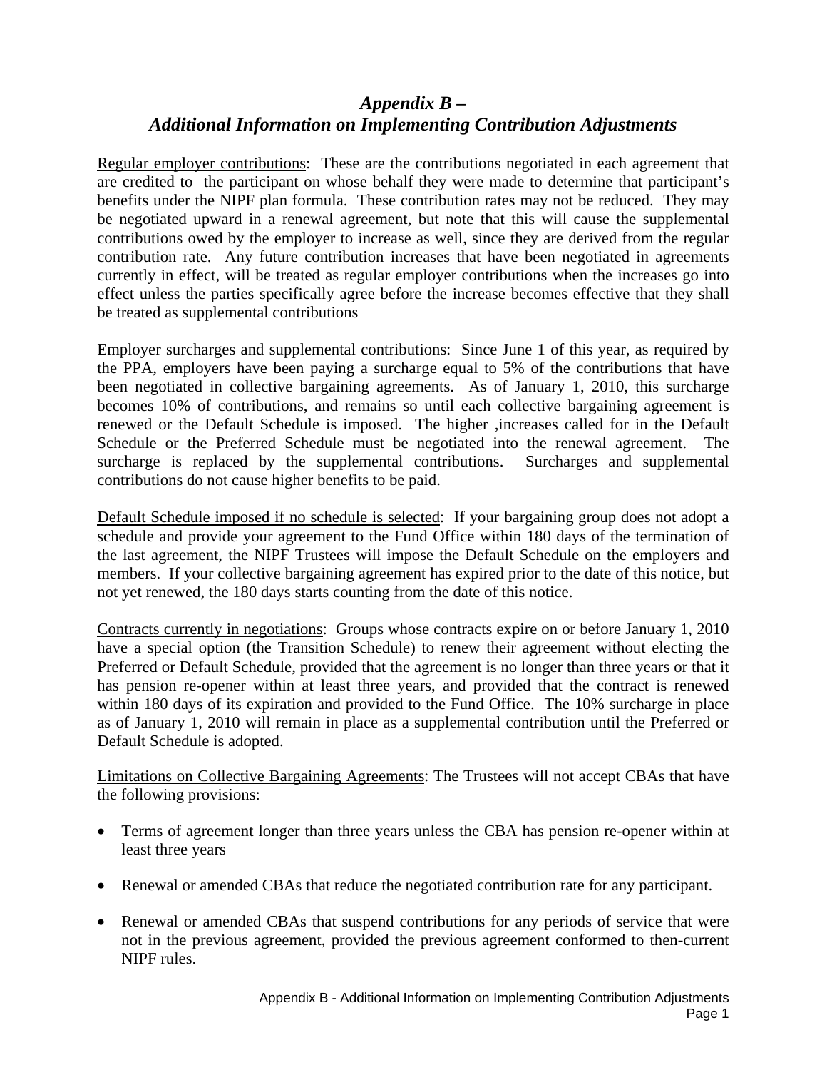## *Appendix B – Additional Information on Implementing Contribution Adjustments*

Regular employer contributions: These are the contributions negotiated in each agreement that are credited to the participant on whose behalf they were made to determine that participant's benefits under the NIPF plan formula. These contribution rates may not be reduced. They may be negotiated upward in a renewal agreement, but note that this will cause the supplemental contributions owed by the employer to increase as well, since they are derived from the regular contribution rate. Any future contribution increases that have been negotiated in agreements currently in effect, will be treated as regular employer contributions when the increases go into effect unless the parties specifically agree before the increase becomes effective that they shall be treated as supplemental contributions

Employer surcharges and supplemental contributions: Since June 1 of this year, as required by the PPA, employers have been paying a surcharge equal to 5% of the contributions that have been negotiated in collective bargaining agreements. As of January 1, 2010, this surcharge becomes 10% of contributions, and remains so until each collective bargaining agreement is renewed or the Default Schedule is imposed. The higher ,increases called for in the Default Schedule or the Preferred Schedule must be negotiated into the renewal agreement. The surcharge is replaced by the supplemental contributions. Surcharges and supplemental contributions do not cause higher benefits to be paid.

Default Schedule imposed if no schedule is selected: If your bargaining group does not adopt a schedule and provide your agreement to the Fund Office within 180 days of the termination of the last agreement, the NIPF Trustees will impose the Default Schedule on the employers and members. If your collective bargaining agreement has expired prior to the date of this notice, but not yet renewed, the 180 days starts counting from the date of this notice.

Contracts currently in negotiations: Groups whose contracts expire on or before January 1, 2010 have a special option (the Transition Schedule) to renew their agreement without electing the Preferred or Default Schedule, provided that the agreement is no longer than three years or that it has pension re-opener within at least three years, and provided that the contract is renewed within 180 days of its expiration and provided to the Fund Office. The 10% surcharge in place as of January 1, 2010 will remain in place as a supplemental contribution until the Preferred or Default Schedule is adopted.

Limitations on Collective Bargaining Agreements: The Trustees will not accept CBAs that have the following provisions:

- Terms of agreement longer than three years unless the CBA has pension re-opener within at least three years
- Renewal or amended CBAs that reduce the negotiated contribution rate for any participant.
- Renewal or amended CBAs that suspend contributions for any periods of service that were not in the previous agreement, provided the previous agreement conformed to then-current NIPF rules.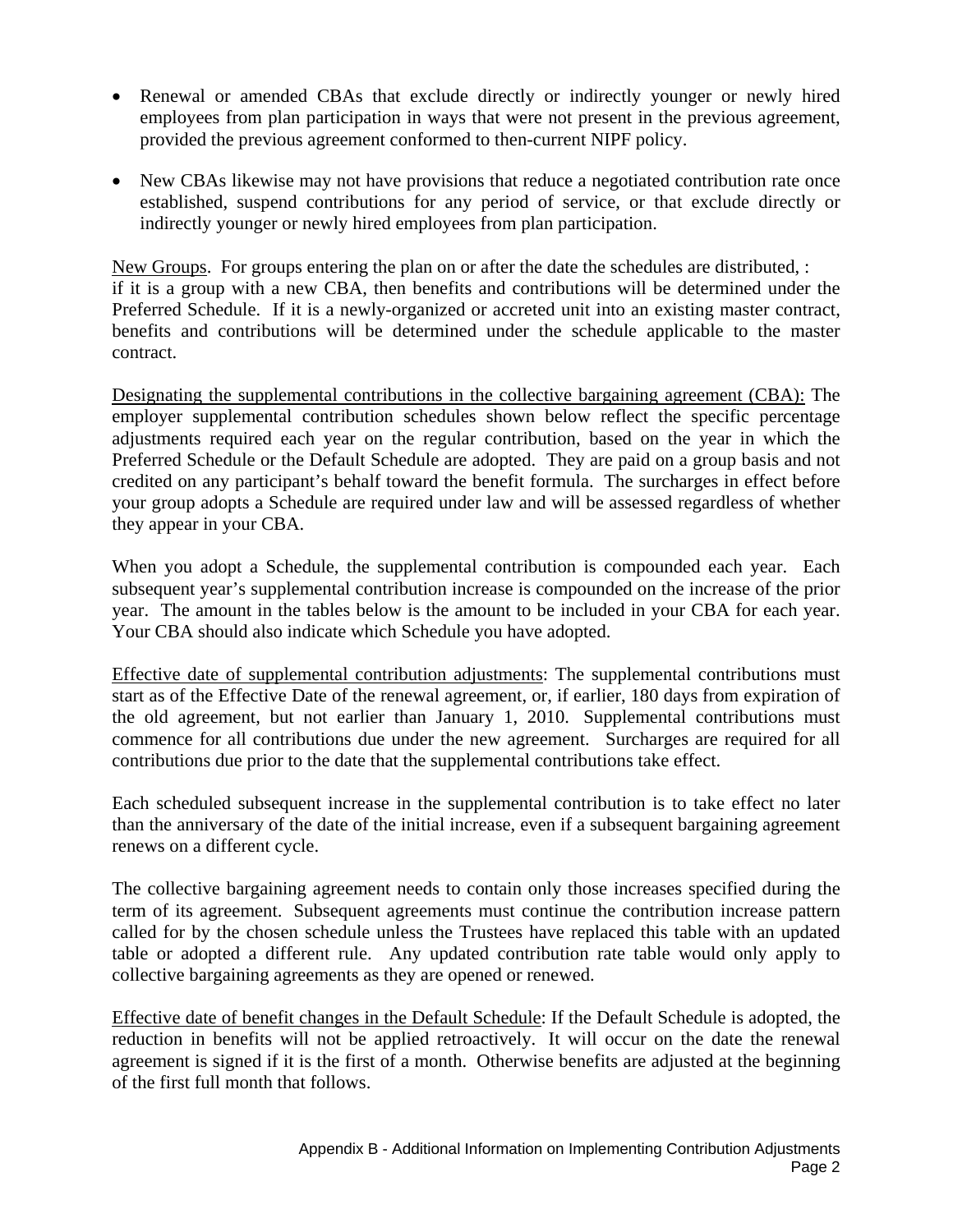- Renewal or amended CBAs that exclude directly or indirectly younger or newly hired employees from plan participation in ways that were not present in the previous agreement, provided the previous agreement conformed to then-current NIPF policy.

- New CBAs likewise may not have provisions that reduce a negotiated contribution rate once established, suspend contributions for any period of service, or that exclude directly or indirectly younger or newly hired employees from plan participation.

<u>New Groups</u>. For groups entering the plan on or after the date the schedules are distributed, : if it is a group with a new CBA, then benefits and contributions will be determined under the Preferred Schedule. If it is a newly-organized or accreted unit into an existing master contract, benefits and contributions will be determined under the schedule applicable to the master contract.

<u>Designating the supplemental contributions in the collective bargaining agreement (CBA):</u> The employer supplemental contribution schedules shown below reflect the specific percentage adjustments required each year on the regular contribution, based on the year in which the Preferred Schedule or the Default Schedule are adopted. They are paid on a group basis and not credited on any participant's behalf toward the benefit formula. The surcharges in effect before your group adopts a Schedule are required under law and will be assessed regardless of whether they appear in your CBA.

When you adopt a Schedule, the supplemental contribution is compounded each year. Each subsequent year's supplemental contribution increase is compounded on the increase of the prior year. The amount in the tables below is the amount to be included in your CBA for each year. Your CBA should also indicate which Schedule you have adopted.

<u>Effective date of supplemental contribution adjustments</u>: The supplemental contributions must start as of the Effective Date of the renewal agreement, or, if earlier, 180 days from expiration of the old agreement, but not earlier than January 1, 2010. Supplemental contributions must commence for all contributions due under the new agreement. Surcharges are required for all contributions due prior to the date that the supplemental contributions take effect.

Each scheduled subsequent increase in the supplemental contribution is to take effect no later than the anniversary of the date of the initial increase, even if a subsequent bargaining agreement renews on a different cycle.

The collective bargaining agreement needs to contain only those increases specified during the term of its agreement. Subsequent agreements must continue the contribution increase pattern called for by the chosen schedule unless the Trustees have replaced this table with an updated table or adopted a different rule. Any updated contribution rate table would only apply to collective bargaining agreements as they are opened or renewed.

<u>Effective date of benefit changes in the Default Schedule</u>: If the Default Schedule is adopted, the reduction in benefits will not be applied retroactively. It will occur on the date the renewal agreement is signed if it is the first of a month. Otherwise benefits are adjusted at the beginning of the first full month that follows.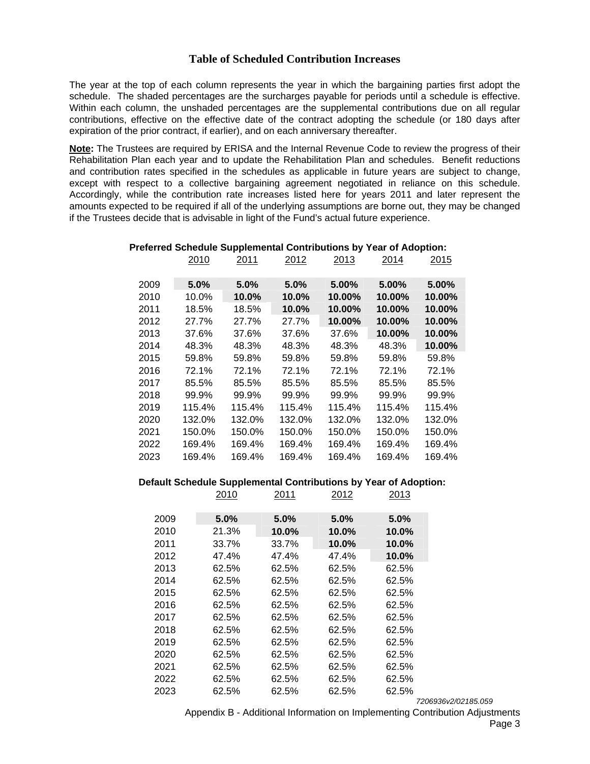## Table of Scheduled Contribution Increases

The year at the top of each column represents the year in which the bargaining parties first adopt the schedule. The shaded percentages are the surcharges payable for periods until a schedule is effective. Within each column, the unshaded percentages are the supplemental contributions due on all regular contributions, effective on the effective date of the contract adopting the schedule (or 180 days after expiration of the prior contract, if earlier), and on each anniversary thereafter.

**Note:** The Trustees are required by ERISA and the Internal Revenue Code to review the progress of their Rehabilitation Plan each year and to update the Rehabilitation Plan and schedules. Benefit reductions and contribution rates specified in the schedules as applicable in future years are subject to change, except with respect to a collective bargaining agreement negotiated in reliance on this schedule. Accordingly, while the contribution rate increases listed here for years 2011 and later represent the amounts expected to be required if all of the underlying assumptions are borne out, they may be changed if the Trustees decide that is advisable in light of the Fund's actual future experience.

**Preferred Schedule Supplemental Contributions by Year of Adoption:**

| | 2010 | 2011 | 2012 | 2013 | 2014 | 2015 |
|---|---|---|---|---|---|---|
| 2009 | **5.0%** | **5.0%** | **5.0%** | **5.00%** | **5.00%** | **5.00%** |
| 2010 | 10.0% | **10.0%** | **10.0%** | **10.00%** | **10.00%** | **10.00%** |
| 2011 | 18.5% | 18.5% | **10.0%** | **10.00%** | **10.00%** | **10.00%** |
| 2012 | 27.7% | 27.7% | 27.7% | **10.00%** | **10.00%** | **10.00%** |
| 2013 | 37.6% | 37.6% | 37.6% | 37.6% | **10.00%** | **10.00%** |
| 2014 | 48.3% | 48.3% | 48.3% | 48.3% | 48.3% | **10.00%** |
| 2015 | 59.8% | 59.8% | 59.8% | 59.8% | 59.8% | 59.8% |
| 2016 | 72.1% | 72.1% | 72.1% | 72.1% | 72.1% | 72.1% |
| 2017 | 85.5% | 85.5% | 85.5% | 85.5% | 85.5% | 85.5% |
| 2018 | 99.9% | 99.9% | 99.9% | 99.9% | 99.9% | 99.9% |
| 2019 | 115.4% | 115.4% | 115.4% | 115.4% | 115.4% | 115.4% |
| 2020 | 132.0% | 132.0% | 132.0% | 132.0% | 132.0% | 132.0% |
| 2021 | 150.0% | 150.0% | 150.0% | 150.0% | 150.0% | 150.0% |
| 2022 | 169.4% | 169.4% | 169.4% | 169.4% | 169.4% | 169.4% |
| 2023 | 169.4% | 169.4% | 169.4% | 169.4% | 169.4% | 169.4% |

**Default Schedule Supplemental Contributions by Year of Adoption:**

| | 2010 | 2011 | 2012 | 2013 |
|---|---|---|---|---|
| 2009 | **5.0%** | **5.0%** | **5.0%** | **5.0%** |
| 2010 | 21.3% | **10.0%** | **10.0%** | **10.0%** |
| 2011 | 33.7% | 33.7% | **10.0%** | **10.0%** |
| 2012 | 47.4% | 47.4% | 47.4% | **10.0%** |
| 2013 | 62.5% | 62.5% | 62.5% | 62.5% |
| 2014 | 62.5% | 62.5% | 62.5% | 62.5% |
| 2015 | 62.5% | 62.5% | 62.5% | 62.5% |
| 2016 | 62.5% | 62.5% | 62.5% | 62.5% |
| 2017 | 62.5% | 62.5% | 62.5% | 62.5% |
| 2018 | 62.5% | 62.5% | 62.5% | 62.5% |
| 2019 | 62.5% | 62.5% | 62.5% | 62.5% |
| 2020 | 62.5% | 62.5% | 62.5% | 62.5% |
| 2021 | 62.5% | 62.5% | 62.5% | 62.5% |
| 2022 | 62.5% | 62.5% | 62.5% | 62.5% |
| 2023 | 62.5% | 62.5% | 62.5% | 62.5% |

*7206936v2/02185.059*